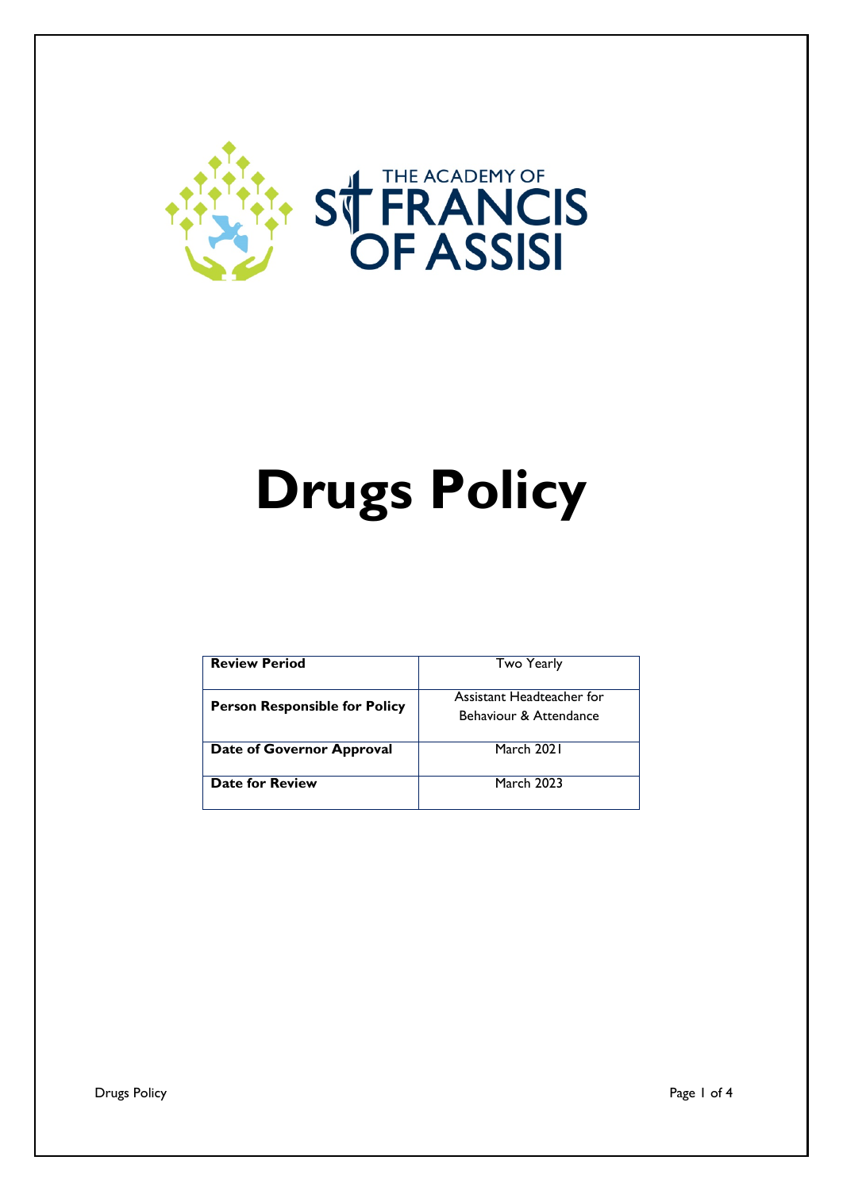THE ACADEMY OF ST FRANCIS OF ASSISI

# Drugs Policy

| Review Period | Two Yearly |
|---|---|
| **Person Responsible for Policy** | Assistant Headteacher for Behaviour & Attendance |
| **Date of Governor Approval** | March 2021 |
| **Date for Review** | March 2023 |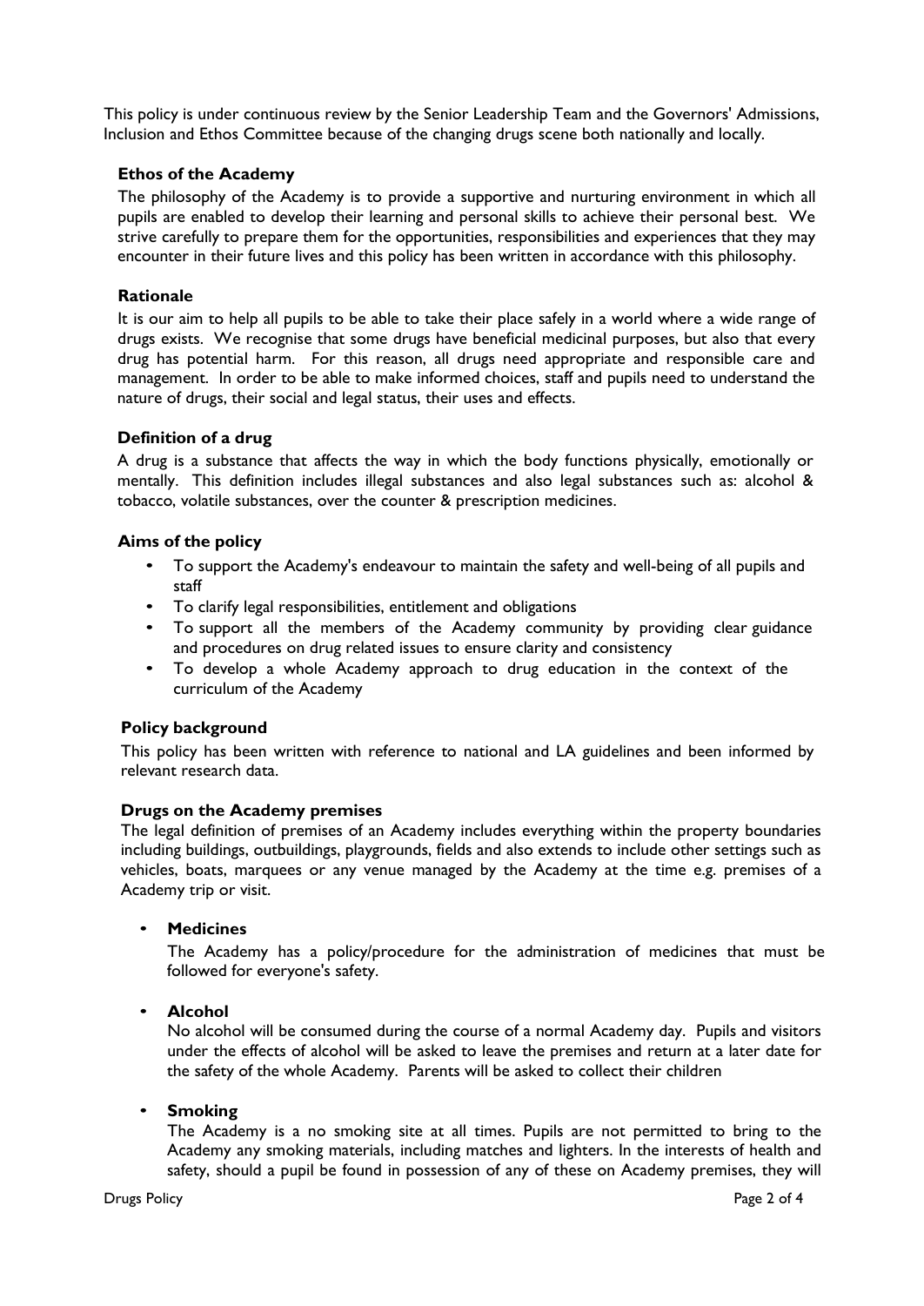This policy is under continuous review by the Senior Leadership Team and the Governors' Admissions, Inclusion and Ethos Committee because of the changing drugs scene both nationally and locally.

### Ethos of the Academy

The philosophy of the Academy is to provide a supportive and nurturing environment in which all pupils are enabled to develop their learning and personal skills to achieve their personal best. We strive carefully to prepare them for the opportunities, responsibilities and experiences that they may encounter in their future lives and this policy has been written in accordance with this philosophy.

### Rationale

It is our aim to help all pupils to be able to take their place safely in a world where a wide range of drugs exists. We recognise that some drugs have beneficial medicinal purposes, but also that every drug has potential harm. For this reason, all drugs need appropriate and responsible care and management. In order to be able to make informed choices, staff and pupils need to understand the nature of drugs, their social and legal status, their uses and effects.

### Definition of a drug

A drug is a substance that affects the way in which the body functions physically, emotionally or mentally. This definition includes illegal substances and also legal substances such as: alcohol & tobacco, volatile substances, over the counter & prescription medicines.

### Aims of the policy

- To support the Academy's endeavour to maintain the safety and well-being of all pupils and staff
- To clarify legal responsibilities, entitlement and obligations
- To support all the members of the Academy community by providing clear guidance and procedures on drug related issues to ensure clarity and consistency
- To develop a whole Academy approach to drug education in the context of the curriculum of the Academy

### Policy background

This policy has been written with reference to national and LA guidelines and been informed by relevant research data.

### Drugs on the Academy premises

The legal definition of premises of an Academy includes everything within the property boundaries including buildings, outbuildings, playgrounds, fields and also extends to include other settings such as vehicles, boats, marquees or any venue managed by the Academy at the time e.g. premises of a Academy trip or visit.

- **Medicines**

  The Academy has a policy/procedure for the administration of medicines that must be followed for everyone's safety.

- **Alcohol**

  No alcohol will be consumed during the course of a normal Academy day. Pupils and visitors under the effects of alcohol will be asked to leave the premises and return at a later date for the safety of the whole Academy. Parents will be asked to collect their children

- **Smoking**

  The Academy is a no smoking site at all times. Pupils are not permitted to bring to the Academy any smoking materials, including matches and lighters. In the interests of health and safety, should a pupil be found in possession of any of these on Academy premises, they will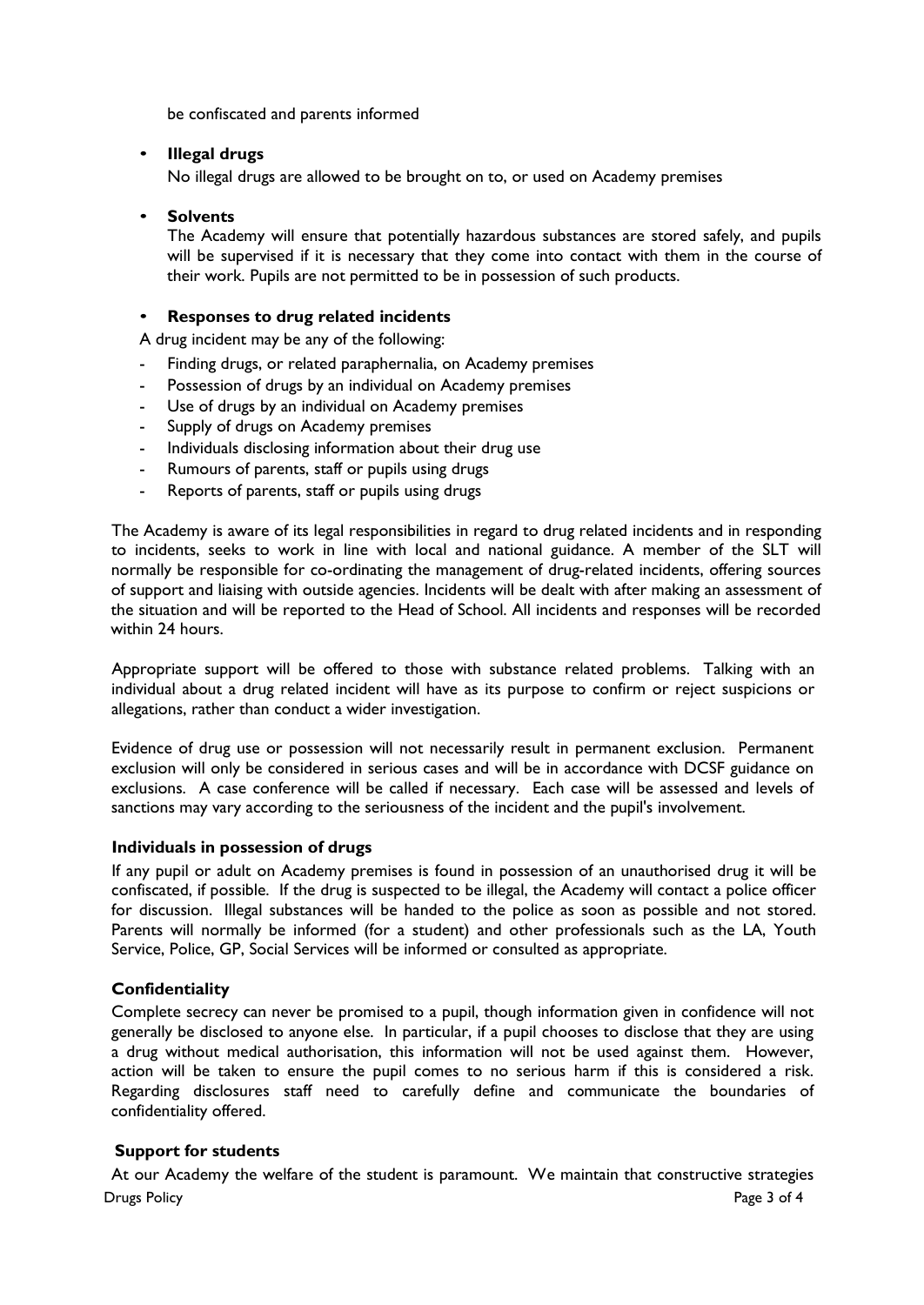be confiscated and parents informed

- **Illegal drugs**

  No illegal drugs are allowed to be brought on to, or used on Academy premises

- **Solvents**

  The Academy will ensure that potentially hazardous substances are stored safely, and pupils will be supervised if it is necessary that they come into contact with them in the course of their work. Pupils are not permitted to be in possession of such products.

- **Responses to drug related incidents**

A drug incident may be any of the following:

- Finding drugs, or related paraphernalia, on Academy premises
- Possession of drugs by an individual on Academy premises
- Use of drugs by an individual on Academy premises
- Supply of drugs on Academy premises
- Individuals disclosing information about their drug use
- Rumours of parents, staff or pupils using drugs
- Reports of parents, staff or pupils using drugs

The Academy is aware of its legal responsibilities in regard to drug related incidents and in responding to incidents, seeks to work in line with local and national guidance. A member of the SLT will normally be responsible for co-ordinating the management of drug-related incidents, offering sources of support and liaising with outside agencies. Incidents will be dealt with after making an assessment of the situation and will be reported to the Head of School. All incidents and responses will be recorded within 24 hours.

Appropriate support will be offered to those with substance related problems. Talking with an individual about a drug related incident will have as its purpose to confirm or reject suspicions or allegations, rather than conduct a wider investigation.

Evidence of drug use or possession will not necessarily result in permanent exclusion. Permanent exclusion will only be considered in serious cases and will be in accordance with DCSF guidance on exclusions. A case conference will be called if necessary. Each case will be assessed and levels of sanctions may vary according to the seriousness of the incident and the pupil's involvement.

**Individuals in possession of drugs**

If any pupil or adult on Academy premises is found in possession of an unauthorised drug it will be confiscated, if possible. If the drug is suspected to be illegal, the Academy will contact a police officer for discussion. Illegal substances will be handed to the police as soon as possible and not stored. Parents will normally be informed (for a student) and other professionals such as the LA, Youth Service, Police, GP, Social Services will be informed or consulted as appropriate.

**Confidentiality**

Complete secrecy can never be promised to a pupil, though information given in confidence will not generally be disclosed to anyone else. In particular, if a pupil chooses to disclose that they are using a drug without medical authorisation, this information will not be used against them. However, action will be taken to ensure the pupil comes to no serious harm if this is considered a risk. Regarding disclosures staff need to carefully define and communicate the boundaries of confidentiality offered.

**Support for students**

At our Academy the welfare of the student is paramount. We maintain that constructive strategies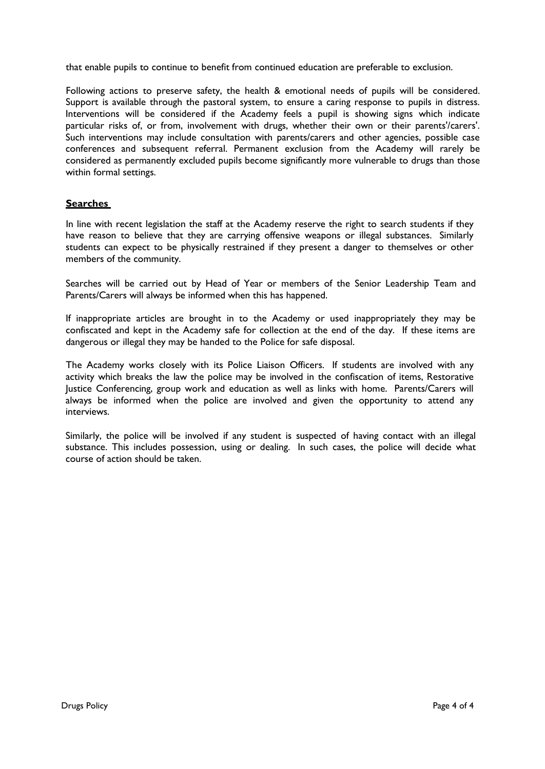that enable pupils to continue to benefit from continued education are preferable to exclusion.

Following actions to preserve safety, the health & emotional needs of pupils will be considered. Support is available through the pastoral system, to ensure a caring response to pupils in distress. Interventions will be considered if the Academy feels a pupil is showing signs which indicate particular risks of, or from, involvement with drugs, whether their own or their parents'/carers'. Such interventions may include consultation with parents/carers and other agencies, possible case conferences and subsequent referral. Permanent exclusion from the Academy will rarely be considered as permanently excluded pupils become significantly more vulnerable to drugs than those within formal settings.

## Searches

In line with recent legislation the staff at the Academy reserve the right to search students if they have reason to believe that they are carrying offensive weapons or illegal substances. Similarly students can expect to be physically restrained if they present a danger to themselves or other members of the community.

Searches will be carried out by Head of Year or members of the Senior Leadership Team and Parents/Carers will always be informed when this has happened.

If inappropriate articles are brought in to the Academy or used inappropriately they may be confiscated and kept in the Academy safe for collection at the end of the day. If these items are dangerous or illegal they may be handed to the Police for safe disposal.

The Academy works closely with its Police Liaison Officers. If students are involved with any activity which breaks the law the police may be involved in the confiscation of items, Restorative Justice Conferencing, group work and education as well as links with home. Parents/Carers will always be informed when the police are involved and given the opportunity to attend any interviews.

Similarly, the police will be involved if any student is suspected of having contact with an illegal substance. This includes possession, using or dealing. In such cases, the police will decide what course of action should be taken.